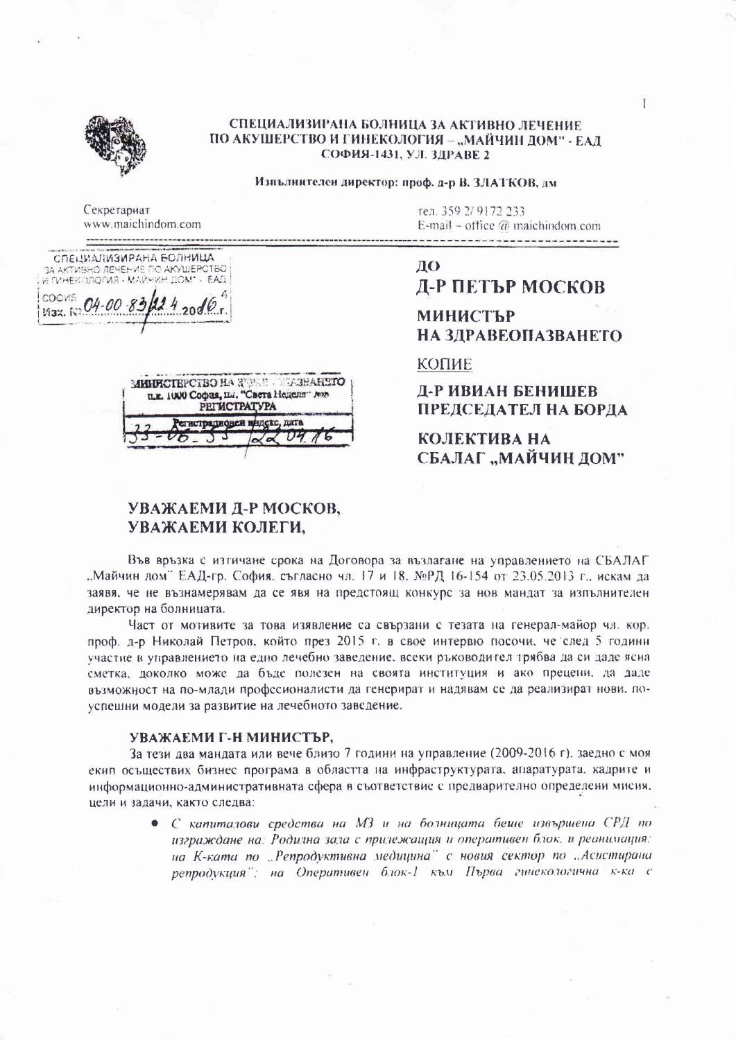**СПЕЦИАЛИЗИРАНА БОЛНИЦА ЗА АКТИВНО ЛЕЧЕНИЕ ПО АКУШЕРСТВО И ГИНЕКОЛОГИЯ – „МАЙЧИН ДОМ" - ЕАД**
**СОФИЯ-1431, УЛ. ЗДРАВЕ 2**

**Изпълнителен директор: проф. д-р В. ЗЛАТКОВ, дм**

Секретариат
www.maichindom.com

тел. 359 2/ 9172 233
E-mail – office @ maichindom.com

СПЕЦИАЛИЗИРАНА БОЛНИЦА ЗА АКТИВНО ЛЕЧЕНИЕ ПО АКУШЕРСТВО И ГИНЕКОЛОГИЯ - МАЙЧИН ДОМ" - ЕАД
СОФИЯ
Изх. № 04-00 83/22.4.2016 г.

МИНИСТЕРСТВО НА ЗДРАВЕОПАЗВАНЕТО
п.к. 1000 София, пл. "Света Неделя" №5
РЕГИСТРАТУРА
Регистрационен индекс, дата
33-06-55 / 22.04.16

**ДО**
**Д-Р ПЕТЪР МОСКОВ**
**МИНИСТЪР НА ЗДРАВЕОПАЗВАНЕТО**

КОПИЕ

**Д-Р ИВИАН БЕНИШЕВ**
**ПРЕДСЕДАТЕЛ НА БОРДА**

**КОЛЕКТИВА НА СБАЛАГ „МАЙЧИН ДОМ"**

## УВАЖАЕМИ Д-Р МОСКОВ, УВАЖАЕМИ КОЛЕГИ,

Във връзка с изтичане срока на Договора за възлагане на управлението на СБАЛАГ „Майчин дом" ЕАД-гр. София, съгласно чл. 17 и 18, №РД 16-154 от 23.05.2013 г., искам да заявя, че не възнамерявам да се явя на предстоящ конкурс за нов мандат за изпълнителен директор на болницата.

Част от мотивите за това изявление са свързани с тезата на генерал-майор чл. кор. проф. д-р Николай Петров, който през 2015 г. в свое интервю посочи, че след 5 години участие в управлението на едно лечебно заведение, всеки ръководител трябва да си даде ясна сметка, доколко може да бъде полезен на своята институция и ако прецени, да даде възможност на по-млади професионалисти да генерират и надявам се да реализират нови, по-успешни модели за развитие на лечебното заведение.

### УВАЖАЕМИ Г-Н МИНИСТЪР,

За тези два мандата или вече близо 7 години на управление (2009-2016 г), заедно с моя екип осъществих бизнес програма в областта на инфраструктурата, апаратурата, кадрите и информационно-административната сфера в съответствие с предварително определени мисия, цели и задачи, както следва:

- *С капиталови средства на МЗ и на болницата беше извършена СРД по изграждане на: Родилна зала с прилежащия и оперативен блок, и реанимация; на К-ката по „Репродуктивна медицина" с новия сектор по „Асистирана репродукция"; на Оперативен блок-1 към Първа гинекологична к-ка с*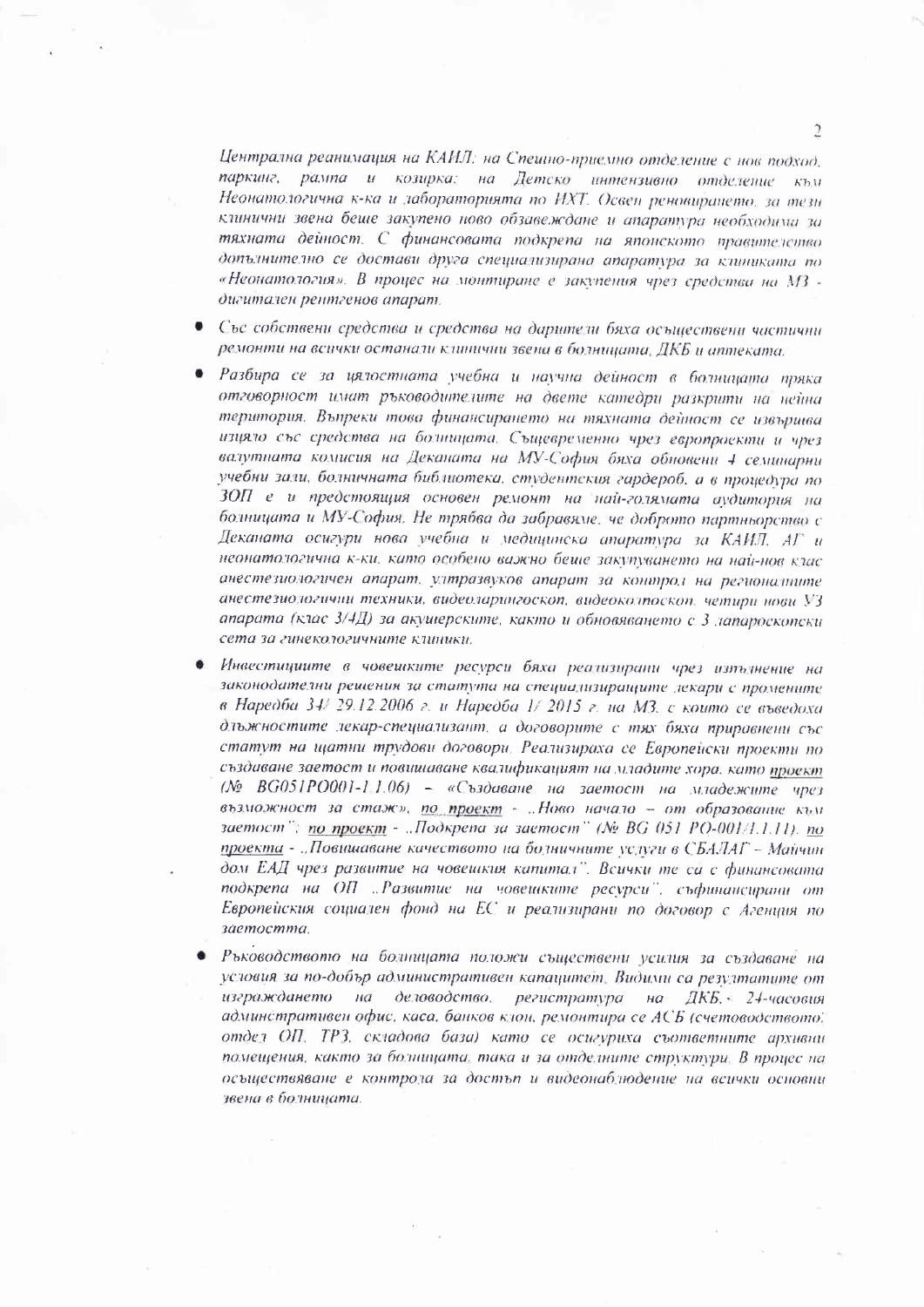*Централна реанимация на КАИЛ; на Спешно-приемно отделение с нов подход, паркинг, рампа и козирка; на Детско интензивно отделение към Неонатологична к-ка и лабораторията по ИХТ. Освен реновирането, за тези клинични звена беше закупено ново обзавеждане и апаратура необходими за тяхната дейност. С финансовата подкрепа на японското правителство допълнително се достави друга специализирана апаратура за клиниката по «Неонатология». В процес на монтиране е закупения чрез средства на МЗ - дигитален рентгенов апарат.*

- *Със собствени средства и средства на дарители бяха осъществени частични ремонти на всички останали клинични звена в болницата, ДКБ и аптеката.*
- *Разбира се за цялостната учебна и научна дейност в болницата пряка отговорност имат ръководителите на двете катедри разкрити на нейна територия. Въпреки това финансирането на тяхната дейност се извършва изцяло със средства на болницата. Същевременно чрез европроекти и чрез валутната комисия на Деканата на МУ-София бяха обновени 4 семинарни учебни зали, болничната библиотека, студентския гардероб, а в процедура по ЗОП е и предстоящия основен ремонт на най-голямата аудитория на болницата и МУ-София. Не трябва да забравяме, че доброто партньорство с Деканата осигури нова учебна и медицинска апаратура за КАИЛ, АГ и неонатологична к-ки, като особено важно беше закупуването на най-нов клас анестезиологичен апарат, ултразвуков апарат за контрол на регионалните анестезиологични техники, видеоларингоскоп, видеоколпоскоп, четири нови УЗ апарата (клас 3/4Д) за акушерските, както и обновяването с 3 лапароскопски сета за гинекологичните клиники.*
- *Инвестициите в човешките ресурси бяха реализирани чрез изпълнение на законодателни решения за статута на специализиращите лекари с промените в Наредба 34/ 29.12.2006 г. и Наредба 1/ 2015 г. на МЗ, с които се въведоха длъжностите лекар-специализант, а договорите с тях бяха приравнени със статут на щатни трудови договори. Реализираха се Европейски проекти по създаване заетост и повишаване квалификацият на младите хора, като <u>проект</u> (№ BG051PO001-1.1.06) – «Създаване на заетост на младежите чрез възможност за стаж», <u>по проект</u> - „Ново начало – от образование към заетост"; <u>по проект</u> - „Подкрепа за заетост" (№ BG 051 PO-001/1.1.11), <u>по проекта</u> - „Повишаване качеството на болничните услуги в СБАЛАГ – Майчин дом ЕАД чрез развитие на човешкия капитал". Всички те са с финансовата подкрепа на ОП „Развитие на човешките ресурси", съфинансирани от Европейския социален фонд на ЕС и реализирани по договор с Агенция по заетостта.*
- *Ръководството на болницата положи съществени усилия за създаване на условия за по-добър административен капацитет. Видими са резултатите от изграждането на деловодство, регистратура на ДКБ, 24-часовия админстративен офис, каса, банков клон, ремонтира се АСБ (счетоводството; отдел ОП, ТРЗ, складова база) като се осигуриха съответните архивни помещения, както за болницата, така и за отделните структури. В процес на осъществяване е контрола за достъп и видеонаблюдение на всички основни звена в болницата.*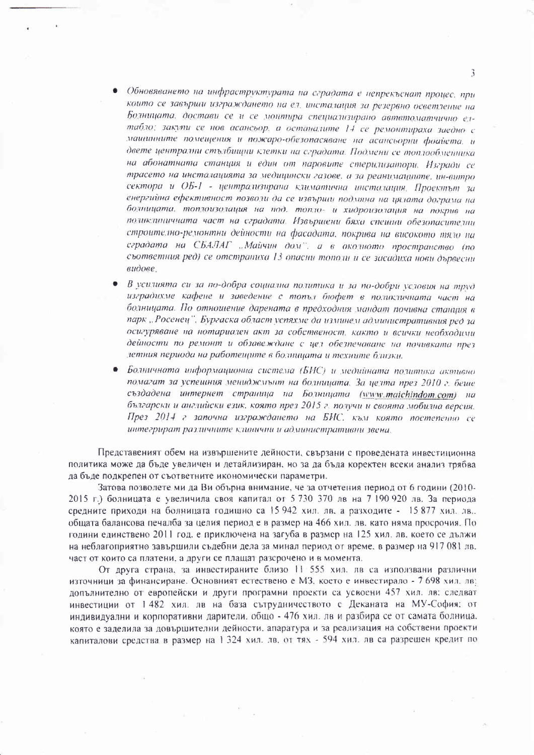- *Обновяването на инфраструктурата на сградата е непрекъснат процес, при които се завърши изграждането на ел. инсталация за резервно осветление на Болницата, достави се и се монтира специализирано автоматично ел-табло; закупи се нов асансьор, а останалите 14 се ремонтираха заедно с машинните помещения и пожаро-обезопасяване на асансьорни фоайета, и двете централни стълбищни клетки на сградата. Подмени се топлообменника на абонатната станция и един от паровите стерилизатори. Изгради се трасето на инсталацията за медицински газове, а за реанимациите, ин-витро сектора и ОБ-1 - централизирана климатична инсталация. Проектът за енергийна ефективност позволи да се извърши подмяна на цялата дограма на болницата, топлоизолация на под, топло- и хидроизолация на покрив на поликлиничната част на сградата. Извършени бяха спешни обезопасителни строително-ремонтни дейности на фасадата, покрива на високото тяло на сградата на СБАЛАГ „Майчин дом", а в околното пространство (по съответния ред) се отстраниха 13 опасни тополи и се засадиха нови дървесни видове.*
- *В усилията си за по-добра социална политика и за по-добри условия на труд изградихме кафене и заведение с топъл бюфет в поликлиничната част на болницата. По отношение дарената в предходния мандат почивна станция в парк „Росенец", Бургаска област успяхме да изминем административния ред за осигуряване на нотариален акт за собственост, както и всички необходими дейности по ремонт и обзавеждане с цел обезпечаване на почивката през летния период на работещите в болницата и техните близки.*
- *Болничната информационна система (БИС) и медийната политика активно помагат за успешния мениджмънт на болницата. За целта през 2010 г. беше създадена интернет страница на Болницата (www.maichindom.com) на български и английски език, която през 2015 г. получи и своята мобилна версия. През 2014 г започна изграждането на БИС, към която постепенно се интегрират различните клинични и административни звена.*

Представеният обем на извършените дейности, свързани с проведената инвестиционна политика може да бъде увеличен и детайлизиран, но за да бъда коректен всеки анализ трябва да бъде подкрепен от съответните икономически параметри.

Затова позволете ми да Ви обърна внимание, че за отчетения период от 6 години (2010-2015 г.) болницата е увеличила своя капитал от 5 730 370 лв на 7 190 920 лв. За периода средните приходи на болницата годишно са 15 942 хил. лв, а разходите - 15 877 хил. лв., общата балансова печалба за целия период е в размер на 466 хил. лв. като няма просрочия. По години единствено 2011 год. е приключена на загуба в размер на 125 хил. лв. което се дължи на неблагоприятно завършили съдебни дела за минал период от време, в размер на 917 081 лв. част от които са платени, а други се плащат разсрочено и в момента.

От друга страна, за инвестираните близо 11 555 хил. лв са използвани различни източници за финансиране. Основният естествено е МЗ, което е инвестирало - 7 698 хил. лв; допълнително от европейски и други програмни проекти са усвоени 457 хил. лв; следват инвестиции от 1 482 хил. лв на база сътрудничеството с Деканата на МУ-София; от индивидуални и корпоративни дарители, общо - 476 хил. лв и разбира се от самата болница, която е заделила за довършителни дейности, апаратура и за реализация на собствени проекти капиталови средства в размер на 1 324 хил. лв, от тях - 594 хил. лв са разрешен кредит по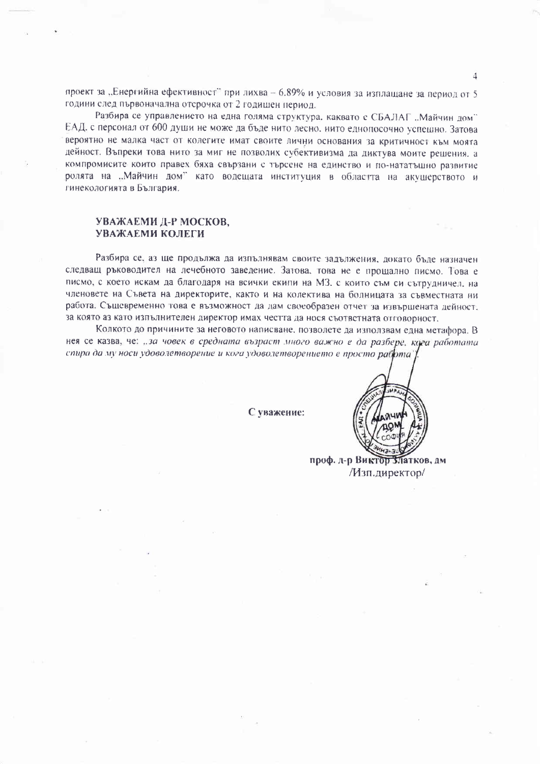проект за „Енергийна ефективност" при лихва – 6.89% и условия за изплащане за период от 5 години след първоначална отсрочка от 2 годишен период.

Разбира се управлението на една голяма структура, каквато е СБАЛАГ „Майчин дом" ЕАД, с персонал от 600 души не може да бъде нито лесно, нито еднопосочно успешно. Затова вероятно не малка част от колегите имат своите лични основания за критичност към моята дейност. Въпреки това нито за миг не позволих субективизма да диктува моите решения, а компромисите които правех бяха свързани с търсене на единство и по-нататъшно развитие ролята на „Майчин дом" като водещата институция в областта на акушерството и гинекологията в България.

**УВАЖАЕМИ Д-Р МОСКОВ,**
**УВАЖАЕМИ КОЛЕГИ**

Разбира се, аз ще продължа да изпълнявам своите задължения, докато бъде назначен следващ ръководител на лечебното заведение. Затова, това не е прощално писмо. Това е писмо, с което искам да благодаря на всички екипи на МЗ, с които съм си сътрудничел, на членовете на Съвета на директорите, както и на колектива на болницата за съвместната ни работа. Същевременно това е възможност да дам своеобразен отчет за извършената дейност, за която аз като изпълнителен директор имах честта да нося съответната отговорност.

Колкото до причините за неговото написване, позволете да използвам една метафора. В нея се казва, че: *„за човек в средната възраст много важно е да разбере, кога работата спира да му носи удовлетворение и кога удовлетворението е просто работа".*

**С уважение:**

**проф. д-р Виктор Златков, дм**
/Изп.директор/